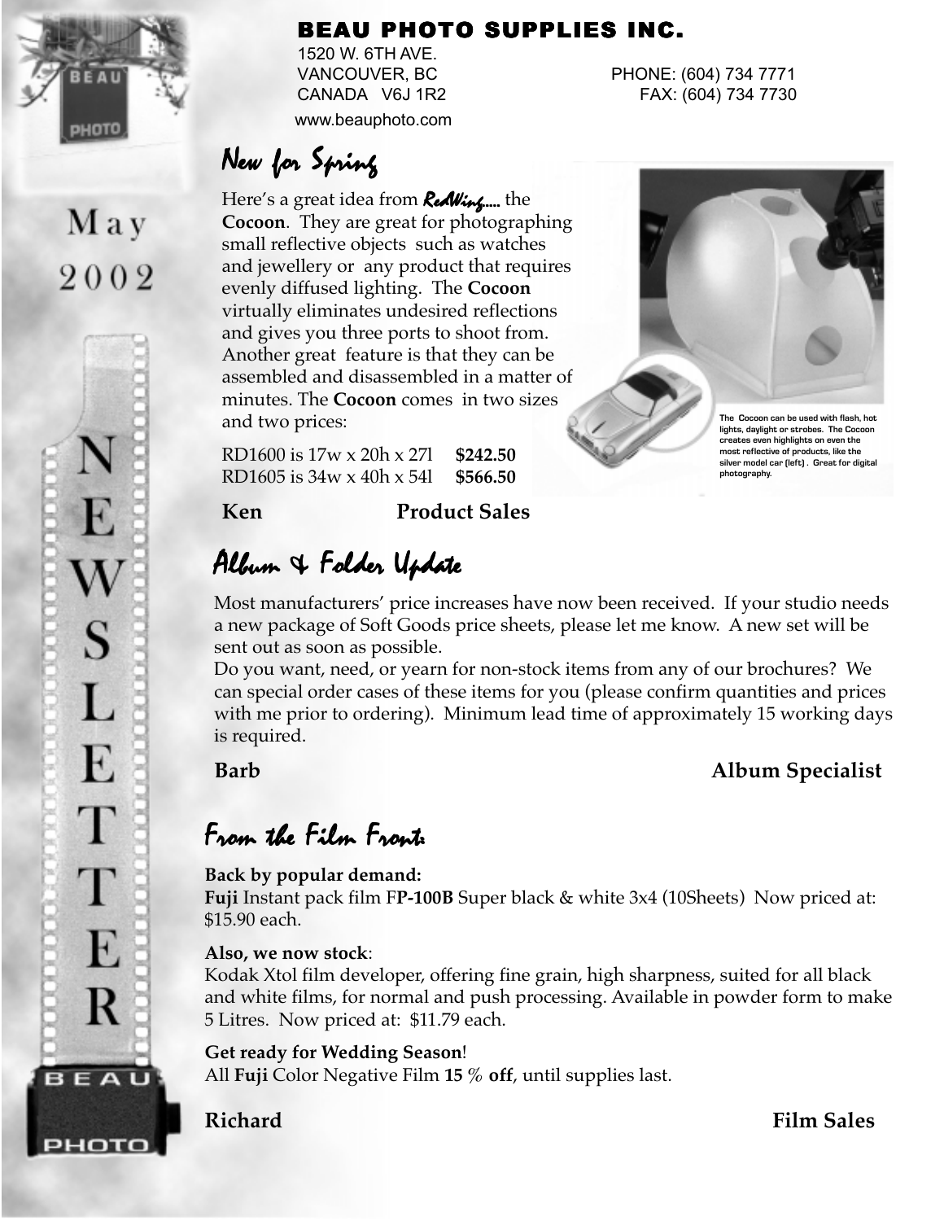# BEAU PHOTO SUPPLIES INC.

1520 W. 6TH AVE.
VANCOUVER, BC
CANADA V6J 1R2
www.beauphoto.com

PHONE: (604) 734 7771
FAX: (604) 734 7730

May 2002

NEWSLETTER

## New for Spring

Here's a great idea from *RedWing*..... the **Cocoon**. They are great for photographing small reflective objects such as watches and jewellery or any product that requires evenly diffused lighting. The **Cocoon** virtually eliminates undesired reflections and gives you three ports to shoot from. Another great feature is that they can be assembled and disassembled in a matter of minutes. The **Cocoon** comes in two sizes and two prices:

RD1600 is 17w x 20h x 27l **$242.50**
RD1605 is 34w x 40h x 54l **$566.50**

The Cocoon can be used with flash, hot lights, daylight or strobes. The Cocoon creates even highlights on even the most reflective of products, like the silver model car (left). Great for digital photography.

**Ken** **Product Sales**

## Album & Folder Update

Most manufacturers' price increases have now been received. If your studio needs a new package of Soft Goods price sheets, please let me know. A new set will be sent out as soon as possible.

Do you want, need, or yearn for non-stock items from any of our brochures? We can special order cases of these items for you (please confirm quantities and prices with me prior to ordering). Minimum lead time of approximately 15 working days is required.

**Barb** **Album Specialist**

## From the Film Front:

**Back by popular demand:**
**Fuji** Instant pack film F**P-100B** Super black & white 3x4 (10Sheets) Now priced at: $15.90 each.

**Also, we now stock**:
Kodak Xtol film developer, offering fine grain, high sharpness, suited for all black and white films, for normal and push processing. Available in powder form to make 5 Litres. Now priced at: $11.79 each.

**Get ready for Wedding Season**!
All **Fuji** Color Negative Film **15** % **off**, until supplies last.

**Richard** **Film Sales**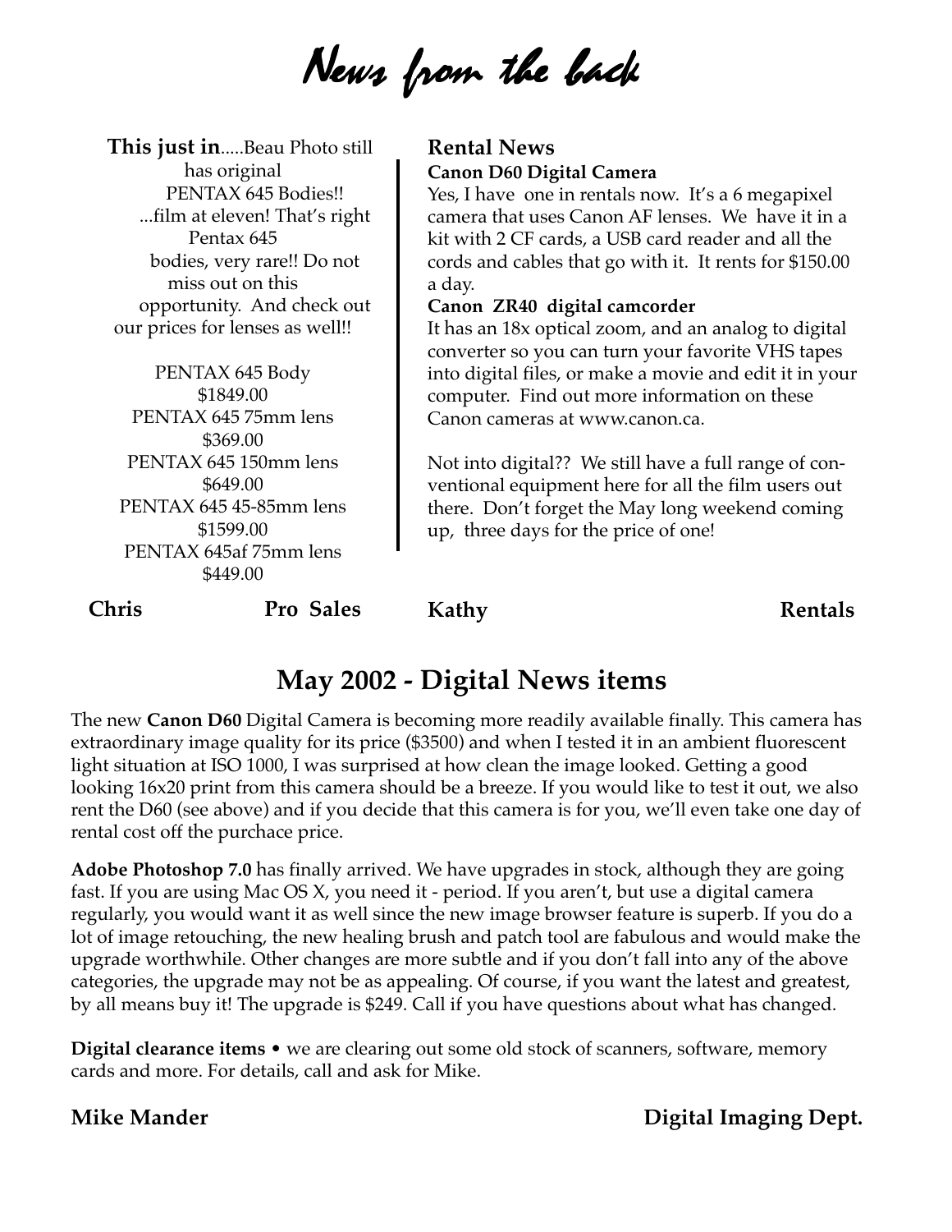# News from the back

**This just in**.....Beau Photo still has original PENTAX 645 Bodies!! ...film at eleven! That's right Pentax 645 bodies, very rare!! Do not miss out on this opportunity. And check out our prices for lenses as well!!

PENTAX 645 Body
$1849.00
PENTAX 645 75mm lens
$369.00
PENTAX 645 150mm lens
$649.00
PENTAX 645 45-85mm lens
$1599.00
PENTAX 645af 75mm lens
$449.00

**Chris** **Pro Sales**

## Rental News

**Canon D60 Digital Camera**

Yes, I have one in rentals now. It's a 6 megapixel camera that uses Canon AF lenses. We have it in a kit with 2 CF cards, a USB card reader and all the cords and cables that go with it. It rents for $150.00 a day.

**Canon ZR40 digital camcorder**

It has an 18x optical zoom, and an analog to digital converter so you can turn your favorite VHS tapes into digital files, or make a movie and edit it in your computer. Find out more information on these Canon cameras at www.canon.ca.

Not into digital?? We still have a full range of conventional equipment here for all the film users out there. Don't forget the May long weekend coming up, three days for the price of one!

**Kathy** **Rentals**

## May 2002 - Digital News items

The new **Canon D60** Digital Camera is becoming more readily available finally. This camera has extraordinary image quality for its price ($3500) and when I tested it in an ambient fluorescent light situation at ISO 1000, I was surprised at how clean the image looked. Getting a good looking 16x20 print from this camera should be a breeze. If you would like to test it out, we also rent the D60 (see above) and if you decide that this camera is for you, we'll even take one day of rental cost off the purchace price.

**Adobe Photoshop 7.0** has finally arrived. We have upgrades in stock, although they are going fast. If you are using Mac OS X, you need it - period. If you aren't, but use a digital camera regularly, you would want it as well since the new image browser feature is superb. If you do a lot of image retouching, the new healing brush and patch tool are fabulous and would make the upgrade worthwhile. Other changes are more subtle and if you don't fall into any of the above categories, the upgrade may not be as appealing. Of course, if you want the latest and greatest, by all means buy it! The upgrade is $249. Call if you have questions about what has changed.

**Digital clearance items** • we are clearing out some old stock of scanners, software, memory cards and more. For details, call and ask for Mike.

**Mike Mander** **Digital Imaging Dept.**